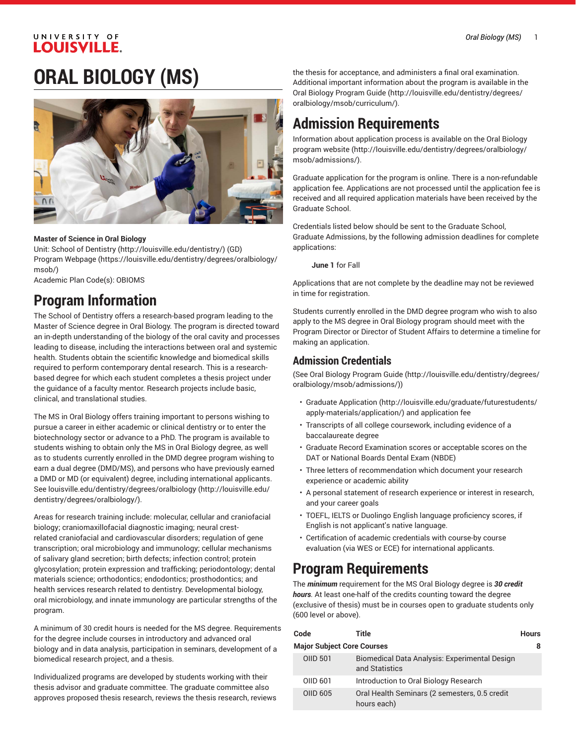# ORAL BIOLOGY (MS)

**Master of Science in Oral Biology**
Unit: School of Dentistry (http://louisville.edu/dentistry/) (GD)
Program Webpage (https://louisville.edu/dentistry/degrees/oralbiology/msob/)
Academic Plan Code(s): OBIOMS

## Program Information

The School of Dentistry offers a research-based program leading to the Master of Science degree in Oral Biology. The program is directed toward an in-depth understanding of the biology of the oral cavity and processes leading to disease, including the interactions between oral and systemic health. Students obtain the scientific knowledge and biomedical skills required to perform contemporary dental research. This is a research-based degree for which each student completes a thesis project under the guidance of a faculty mentor. Research projects include basic, clinical, and translational studies.

The MS in Oral Biology offers training important to persons wishing to pursue a career in either academic or clinical dentistry or to enter the biotechnology sector or advance to a PhD. The program is available to students wishing to obtain only the MS in Oral Biology degree, as well as to students currently enrolled in the DMD degree program wishing to earn a dual degree (DMD/MS), and persons who have previously earned a DMD or MD (or equivalent) degree, including international applicants. See louisville.edu/dentistry/degrees/oralbiology (http://louisville.edu/dentistry/degrees/oralbiology/).

Areas for research training include: molecular, cellular and craniofacial biology; craniomaxillofacial diagnostic imaging; neural crest-related craniofacial and cardiovascular disorders; regulation of gene transcription; oral microbiology and immunology; cellular mechanisms of salivary gland secretion; birth defects; infection control; protein glycosylation; protein expression and trafficking; periodontology; dental materials science; orthodontics; endodontics; prosthodontics; and health services research related to dentistry. Developmental biology, oral microbiology, and innate immunology are particular strengths of the program.

A minimum of 30 credit hours is needed for the MS degree. Requirements for the degree include courses in introductory and advanced oral biology and in data analysis, participation in seminars, development of a biomedical research project, and a thesis.

Individualized programs are developed by students working with their thesis advisor and graduate committee. The graduate committee also approves proposed thesis research, reviews the thesis research, reviews the thesis for acceptance, and administers a final oral examination. Additional important information about the program is available in the Oral Biology Program Guide (http://louisville.edu/dentistry/degrees/oralbiology/msob/curriculum/).

## Admission Requirements

Information about application process is available on the Oral Biology program website (http://louisville.edu/dentistry/degrees/oralbiology/msob/admissions/).

Graduate application for the program is online. There is a non-refundable application fee. Applications are not processed until the application fee is received and all required application materials have been received by the Graduate School.

Credentials listed below should be sent to the Graduate School, Graduate Admissions, by the following admission deadlines for complete applications:

**June 1** for Fall

Applications that are not complete by the deadline may not be reviewed in time for registration.

Students currently enrolled in the DMD degree program who wish to also apply to the MS degree in Oral Biology program should meet with the Program Director or Director of Student Affairs to determine a timeline for making an application.

### Admission Credentials

(See Oral Biology Program Guide (http://louisville.edu/dentistry/degrees/oralbiology/msob/admissions/))

- Graduate Application (http://louisville.edu/graduate/futurestudents/apply-materials/application/) and application fee
- Transcripts of all college coursework, including evidence of a baccalaureate degree
- Graduate Record Examination scores or acceptable scores on the DAT or National Boards Dental Exam (NBDE)
- Three letters of recommendation which document your research experience or academic ability
- A personal statement of research experience or interest in research, and your career goals
- TOEFL, IELTS or Duolingo English language proficiency scores, if English is not applicant's native language.
- Certification of academic credentials with course-by course evaluation (via WES or ECE) for international applicants.

## Program Requirements

The ***minimum*** requirement for the MS Oral Biology degree is ***30 credit hours***. At least one-half of the credits counting toward the degree (exclusive of thesis) must be in courses open to graduate students only (600 level or above).

| Code | Title | Hours |
|---|---|---|
| **Major Subject Core Courses** | | **8** |
| OIID 501 | Biomedical Data Analysis: Experimental Design and Statistics | |
| OIID 601 | Introduction to Oral Biology Research | |
| OIID 605 | Oral Health Seminars (2 semesters, 0.5 credit hours each) | |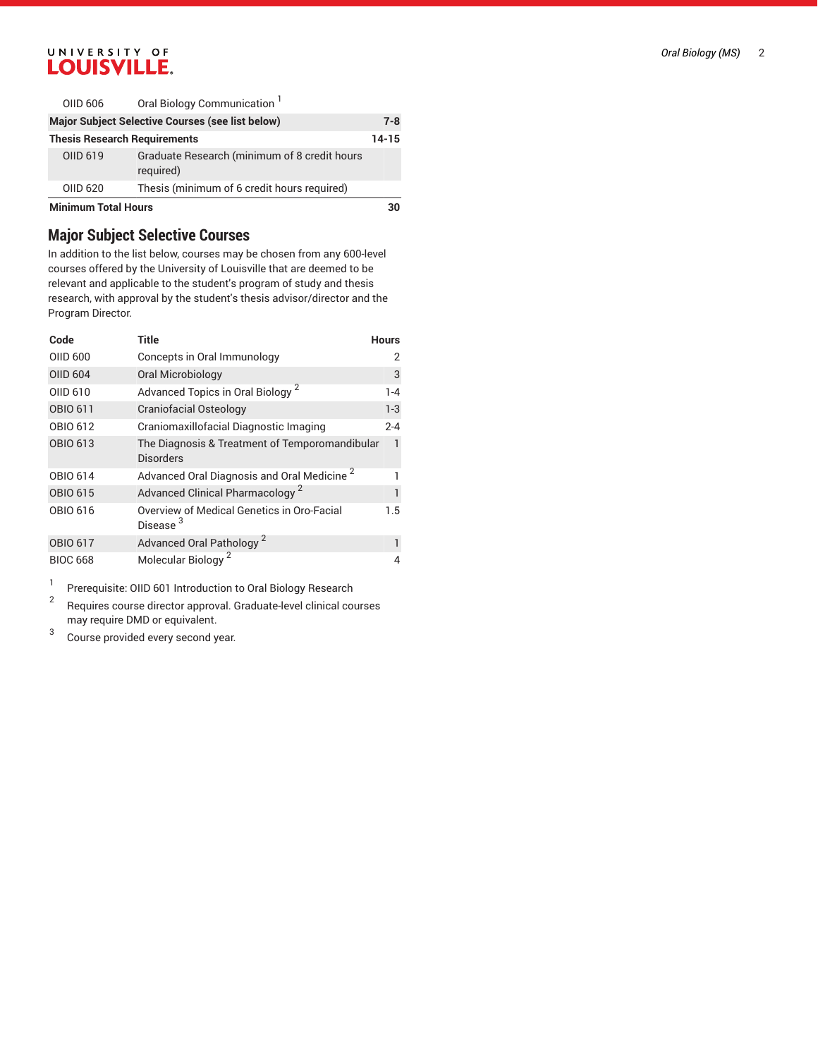| | | |
|---|---|---|
| OIID 606 | Oral Biology Communication [1] | |
| **Major Subject Selective Courses (see list below)** | | **7-8** |
| **Thesis Research Requirements** | | **14-15** |
| OIID 619 | Graduate Research (minimum of 8 credit hours required) | |
| OIID 620 | Thesis (minimum of 6 credit hours required) | |
| **Minimum Total Hours** | | **30** |

## Major Subject Selective Courses

In addition to the list below, courses may be chosen from any 600-level courses offered by the University of Louisville that are deemed to be relevant and applicable to the student's program of study and thesis research, with approval by the student's thesis advisor/director and the Program Director.

| Code | Title | Hours |
|---|---|---|
| OIID 600 | Concepts in Oral Immunology | 2 |
| OIID 604 | Oral Microbiology | 3 |
| OIID 610 | Advanced Topics in Oral Biology [2] | 1-4 |
| OBIO 611 | Craniofacial Osteology | 1-3 |
| OBIO 612 | Craniomaxillofacial Diagnostic Imaging | 2-4 |
| OBIO 613 | The Diagnosis & Treatment of Temporomandibular Disorders | 1 |
| OBIO 614 | Advanced Oral Diagnosis and Oral Medicine [2] | 1 |
| OBIO 615 | Advanced Clinical Pharmacology [2] | 1 |
| OBIO 616 | Overview of Medical Genetics in Oro-Facial Disease [3] | 1.5 |
| OBIO 617 | Advanced Oral Pathology [2] | 1 |
| BIOC 668 | Molecular Biology [2] | 4 |

1. Prerequisite: OIID 601 Introduction to Oral Biology Research
2. Requires course director approval. Graduate-level clinical courses may require DMD or equivalent.
3. Course provided every second year.